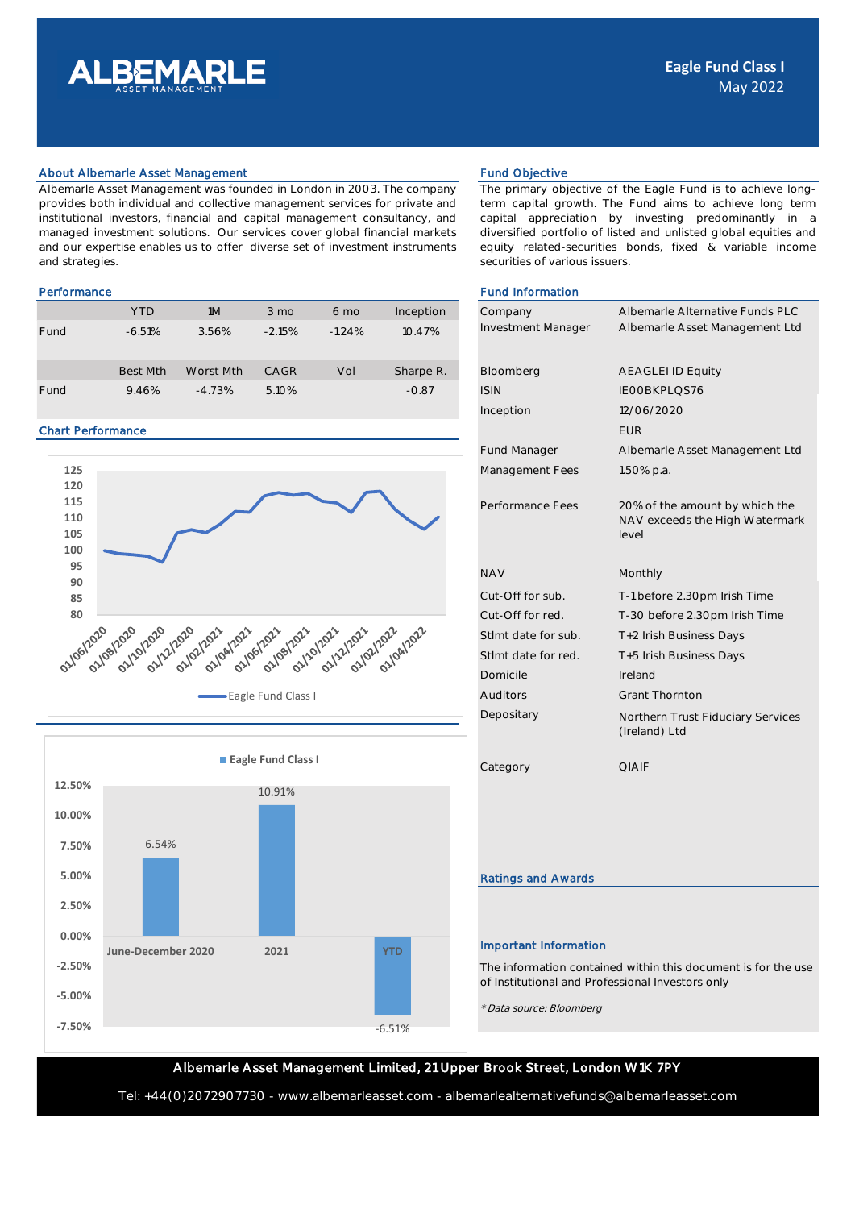# ALBEMARLE ASSET MANAGEMENT

**Eagle Fund Class I**
May 2022

## About Albemarle Asset Management

Albemarle Asset Management was founded in London in 2003. The company provides both individual and collective management services for private and institutional investors, financial and capital management consultancy, and managed investment solutions. Our services cover global financial markets and our expertise enables us to offer diverse set of investment instruments and strategies.

## Fund Objective

The primary objective of the Eagle Fund is to achieve long-term capital growth. The Fund aims to achieve long term capital appreciation by investing predominantly in a diversified portfolio of listed and unlisted global equities and equity related-securities bonds, fixed & variable income securities of various issuers.

## Performance

| | YTD | 1M | 3 mo | 6 mo | Inception |
|---|---|---|---|---|---|
| Fund | -6.51% | 3.56% | -2.15% | -1.24% | 10.47% |

| | Best Mth | Worst Mth | CAGR | Vol | Sharpe R. |
|---|---|---|---|---|---|
| Fund | 9.46% | -4.73% | 5.10% | | -0.87 |

## Chart Performance

Eagle Fund Class I

| | June-December 2020 | 2021 | YTD |
|---|---|---|---|
| Eagle Fund Class I | 6.54% | 10.91% | -6.51% |

## Fund Information

| | |
|---|---|
| Company | Albemarle Alternative Funds PLC |
| Investment Manager | Albemarle Asset Management Ltd |
| Bloomberg | AEAGLEI ID Equity |
| ISIN | IE00BKPLQS76 |
| Inception | 12/06/2020 |
| | EUR |
| Fund Manager | Albemarle Asset Management Ltd |
| Management Fees | 1.50% p.a. |
| Performance Fees | 20% of the amount by which the NAV exceeds the High Watermark level |
| NAV | Monthly |
| Cut-Off for sub. | T-1 before 2.30pm Irish Time |
| Cut-Off for red. | T-30 before 2.30pm Irish Time |
| Stlmt date for sub. | T+2 Irish Business Days |
| Stlmt date for red. | T+5 Irish Business Days |
| Domicile | Ireland |
| Auditors | Grant Thornton |
| Depositary | Northern Trust Fiduciary Services (Ireland) Ltd |
| Category | QIAIF |

## Ratings and Awards

## Important Information

The information contained within this document is for the use of Institutional and Professional Investors only

*\* Data source: Bloomberg*

Albemarle Asset Management Limited, 21 Upper Brook Street, London W1K 7PY

Tel: +44(0)2072907730 - www.albemarleasset.com - albemarlealternativefunds@albemarleasset.com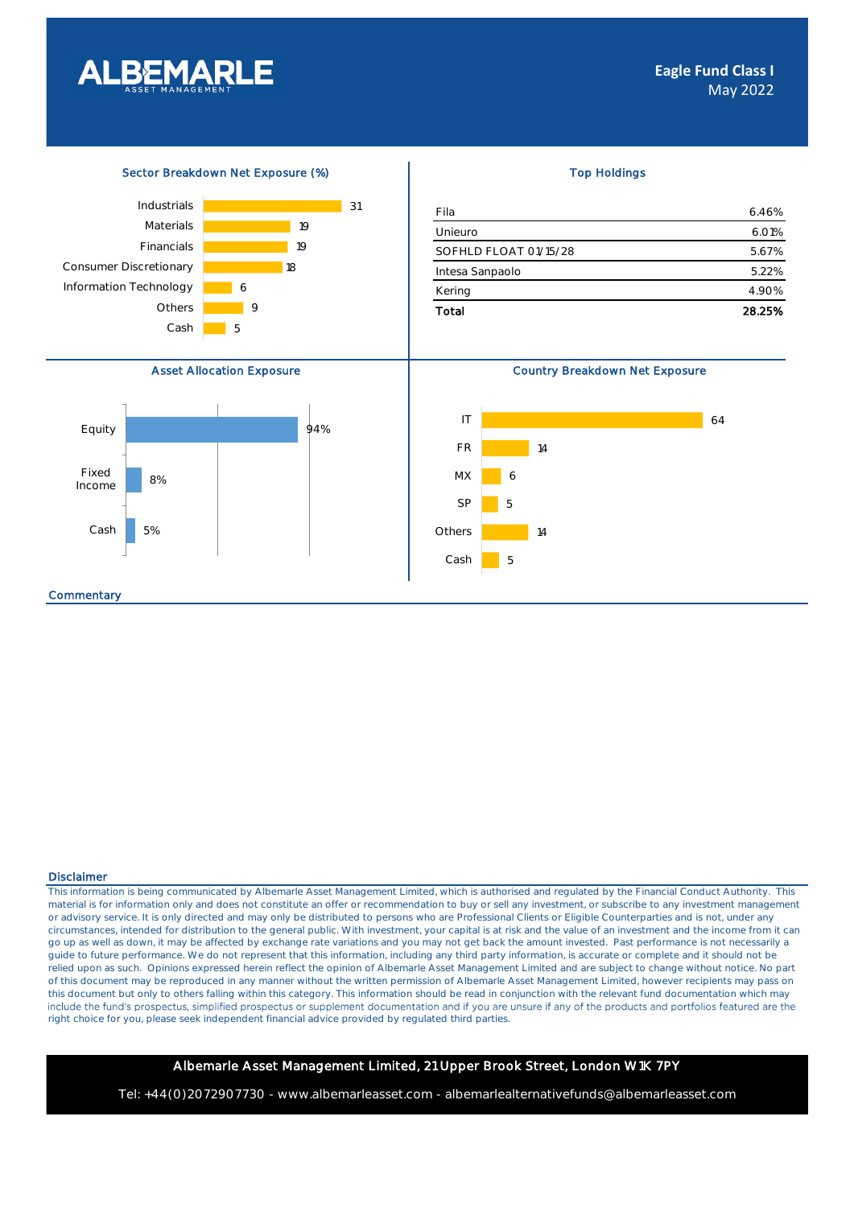# ALBEMARLE
ASSET MANAGEMENT

**Eagle Fund Class I**
May 2022

## Sector Breakdown Net Exposure (%)

Industrials 31
Materials 19
Financials 19
Consumer Discretionary 18
Information Technology 6
Others 9
Cash 5

## Top Holdings

| | |
|---|---|
| Fila | 6.46% |
| Unieuro | 6.01% |
| SOFHLD FLOAT 01/15/28 | 5.67% |
| Intesa Sanpaolo | 5.22% |
| Kering | 4.90% |
| **Total** | **28.25%** |

## Asset Allocation Exposure

Equity 94%
Fixed Income 8%
Cash 5%

## Country Breakdown Net Exposure

IT 64
FR 14
MX 6
SP 5
Others 14
Cash 5

## Commentary

## Disclaimer

This information is being communicated by Albemarle Asset Management Limited, which is authorised and regulated by the Financial Conduct Authority. This material is for information only and does not constitute an offer or recommendation to buy or sell any investment, or subscribe to any investment management or advisory service. It is only directed and may only be distributed to persons who are Professional Clients or Eligible Counterparties and is not, under any circumstances, intended for distribution to the general public. With investment, your capital is at risk and the value of an investment and the income from it can go up as well as down, it may be affected by exchange rate variations and you may not get back the amount invested. Past performance is not necessarily a guide to future performance. We do not represent that this information, including any third party information, is accurate or complete and it should not be relied upon as such. Opinions expressed herein reflect the opinion of Albemarle Asset Management Limited and are subject to change without notice. No part of this document may be reproduced in any manner without the written permission of Albemarle Asset Management Limited, however recipients may pass on this document but only to others falling within this category. This information should be read in conjunction with the relevant fund documentation which may include the fund's prospectus, simplified prospectus or supplement documentation and if you are unsure if any of the products and portfolios featured are the right choice for you, please seek independent financial advice provided by regulated third parties.

Albemarle Asset Management Limited, 21 Upper Brook Street, London W1K 7PY

Tel: +44(0)2072907730 - www.albemarleasset.com - albemarlealternativefunds@albemarleasset.com